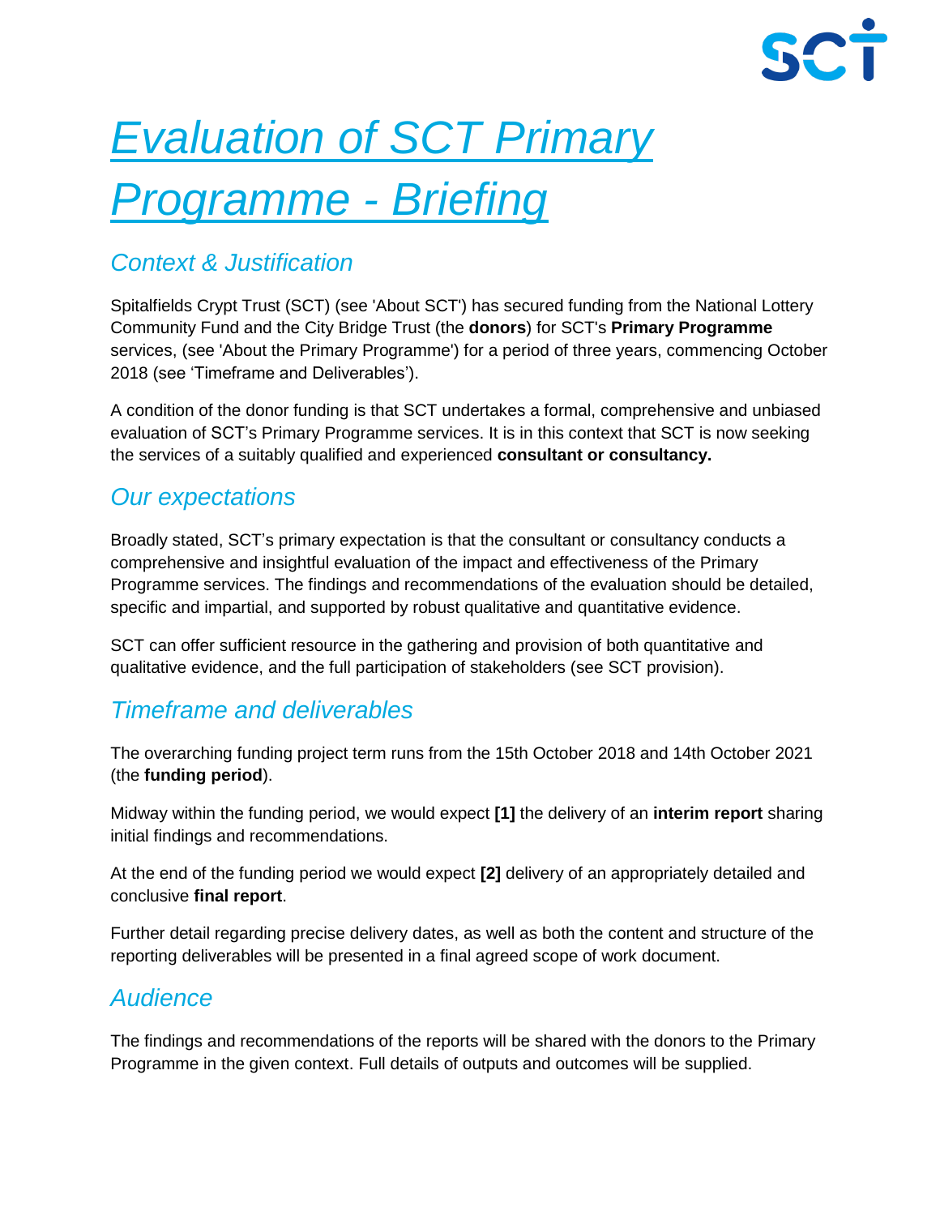# *Evaluation of SCT Primary Programme - Briefing*

## *Context & Justification*

Spitalfields Crypt Trust (SCT) (see 'About SCT') has secured funding from the National Lottery Community Fund and the City Bridge Trust (the **donors**) for SCT's **Primary Programme** services, (see 'About the Primary Programme') for a period of three years, commencing October 2018 (see 'Timeframe and Deliverables').

A condition of the donor funding is that SCT undertakes a formal, comprehensive and unbiased evaluation of SCT's Primary Programme services. It is in this context that SCT is now seeking the services of a suitably qualified and experienced **consultant or consultancy.**

## *Our expectations*

Broadly stated, SCT's primary expectation is that the consultant or consultancy conducts a comprehensive and insightful evaluation of the impact and effectiveness of the Primary Programme services. The findings and recommendations of the evaluation should be detailed, specific and impartial, and supported by robust qualitative and quantitative evidence.

SCT can offer sufficient resource in the gathering and provision of both quantitative and qualitative evidence, and the full participation of stakeholders (see SCT provision).

## *Timeframe and deliverables*

The overarching funding project term runs from the 15th October 2018 and 14th October 2021 (the **funding period**).

Midway within the funding period, we would expect **[1]** the delivery of an **interim report** sharing initial findings and recommendations.

At the end of the funding period we would expect **[2]** delivery of an appropriately detailed and conclusive **final report**.

Further detail regarding precise delivery dates, as well as both the content and structure of the reporting deliverables will be presented in a final agreed scope of work document.

## *Audience*

The findings and recommendations of the reports will be shared with the donors to the Primary Programme in the given context. Full details of outputs and outcomes will be supplied.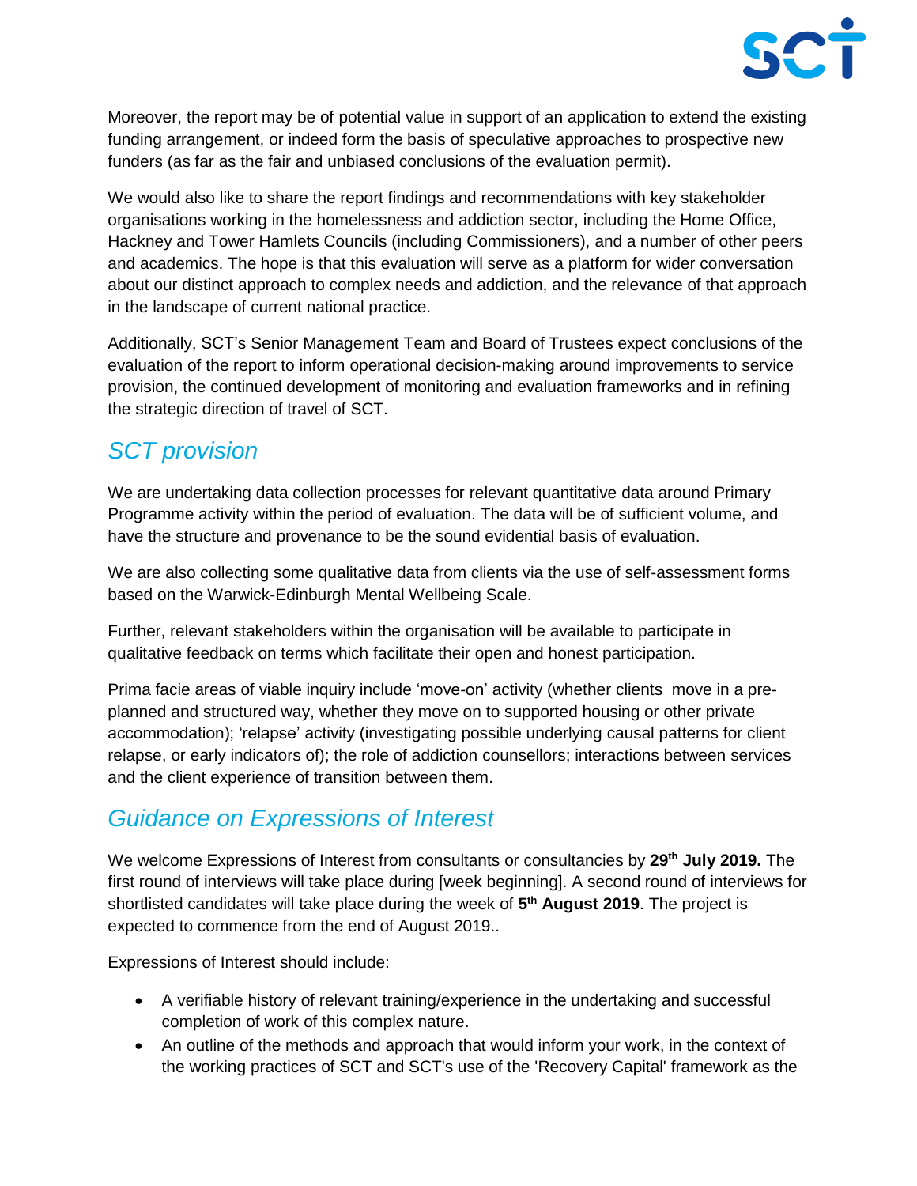Moreover, the report may be of potential value in support of an application to extend the existing funding arrangement, or indeed form the basis of speculative approaches to prospective new funders (as far as the fair and unbiased conclusions of the evaluation permit).

We would also like to share the report findings and recommendations with key stakeholder organisations working in the homelessness and addiction sector, including the Home Office, Hackney and Tower Hamlets Councils (including Commissioners), and a number of other peers and academics. The hope is that this evaluation will serve as a platform for wider conversation about our distinct approach to complex needs and addiction, and the relevance of that approach in the landscape of current national practice.

Additionally, SCT's Senior Management Team and Board of Trustees expect conclusions of the evaluation of the report to inform operational decision-making around improvements to service provision, the continued development of monitoring and evaluation frameworks and in refining the strategic direction of travel of SCT.

## *SCT provision*

We are undertaking data collection processes for relevant quantitative data around Primary Programme activity within the period of evaluation. The data will be of sufficient volume, and have the structure and provenance to be the sound evidential basis of evaluation.

We are also collecting some qualitative data from clients via the use of self-assessment forms based on the Warwick-Edinburgh Mental Wellbeing Scale.

Further, relevant stakeholders within the organisation will be available to participate in qualitative feedback on terms which facilitate their open and honest participation.

Prima facie areas of viable inquiry include 'move-on' activity (whether clients move in a pre-planned and structured way, whether they move on to supported housing or other private accommodation); 'relapse' activity (investigating possible underlying causal patterns for client relapse, or early indicators of); the role of addiction counsellors; interactions between services and the client experience of transition between them.

## *Guidance on Expressions of Interest*

We welcome Expressions of Interest from consultants or consultancies by **29th July 2019.** The first round of interviews will take place during [week beginning]. A second round of interviews for shortlisted candidates will take place during the week of **5th August 2019**. The project is expected to commence from the end of August 2019..

Expressions of Interest should include:

- A verifiable history of relevant training/experience in the undertaking and successful completion of work of this complex nature.
- An outline of the methods and approach that would inform your work, in the context of the working practices of SCT and SCT's use of the 'Recovery Capital' framework as the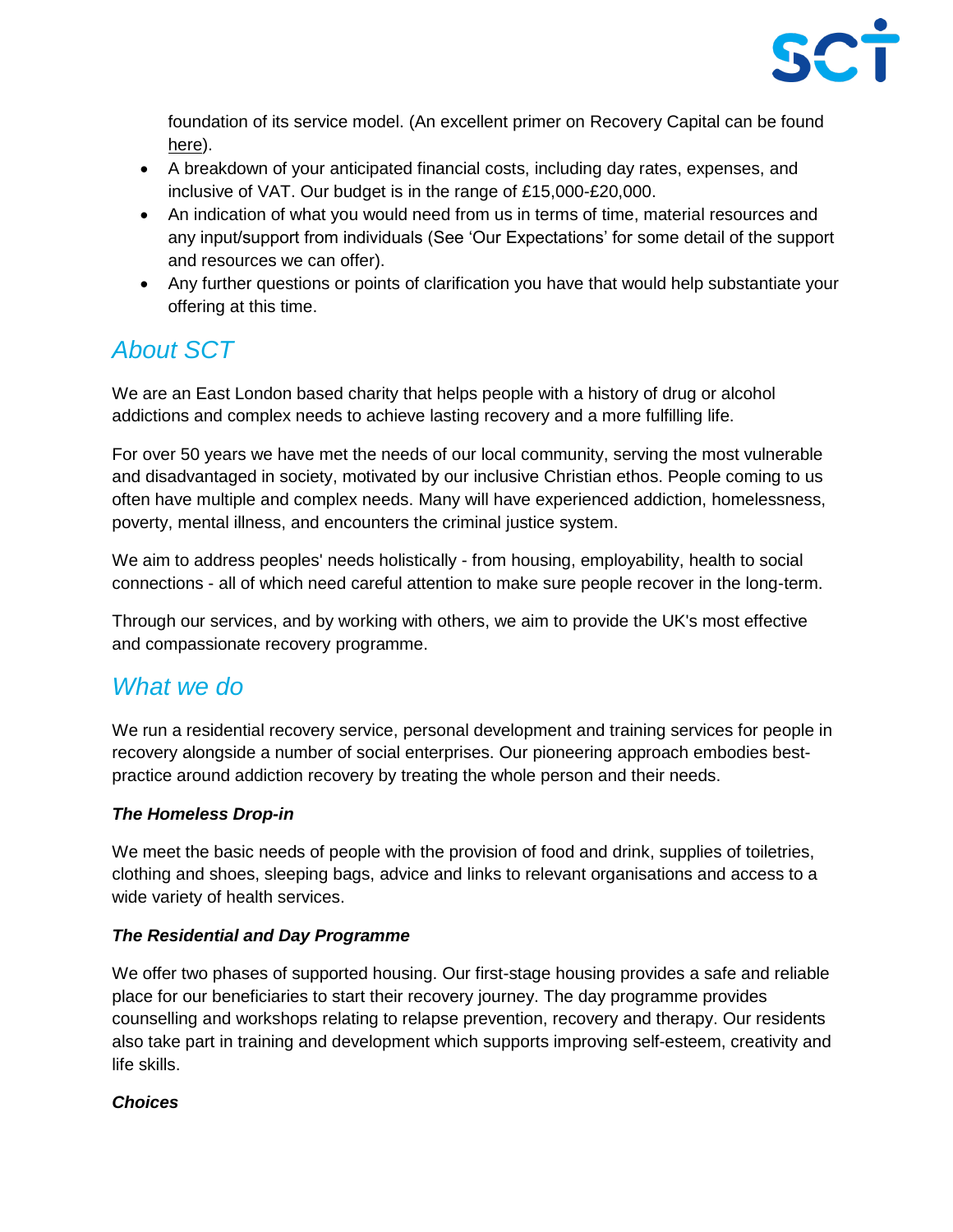foundation of its service model. (An excellent primer on Recovery Capital can be found here).

- A breakdown of your anticipated financial costs, including day rates, expenses, and inclusive of VAT. Our budget is in the range of £15,000-£20,000.
- An indication of what you would need from us in terms of time, material resources and any input/support from individuals (See 'Our Expectations' for some detail of the support and resources we can offer).
- Any further questions or points of clarification you have that would help substantiate your offering at this time.

## *About SCT*

We are an East London based charity that helps people with a history of drug or alcohol addictions and complex needs to achieve lasting recovery and a more fulfilling life.

For over 50 years we have met the needs of our local community, serving the most vulnerable and disadvantaged in society, motivated by our inclusive Christian ethos. People coming to us often have multiple and complex needs. Many will have experienced addiction, homelessness, poverty, mental illness, and encounters the criminal justice system.

We aim to address peoples' needs holistically - from housing, employability, health to social connections - all of which need careful attention to make sure people recover in the long-term.

Through our services, and by working with others, we aim to provide the UK's most effective and compassionate recovery programme.

## *What we do*

We run a residential recovery service, personal development and training services for people in recovery alongside a number of social enterprises. Our pioneering approach embodies best-practice around addiction recovery by treating the whole person and their needs.

***The Homeless Drop-in***

We meet the basic needs of people with the provision of food and drink, supplies of toiletries, clothing and shoes, sleeping bags, advice and links to relevant organisations and access to a wide variety of health services.

***The Residential and Day Programme***

We offer two phases of supported housing. Our first-stage housing provides a safe and reliable place for our beneficiaries to start their recovery journey. The day programme provides counselling and workshops relating to relapse prevention, recovery and therapy. Our residents also take part in training and development which supports improving self-esteem, creativity and life skills.

***Choices***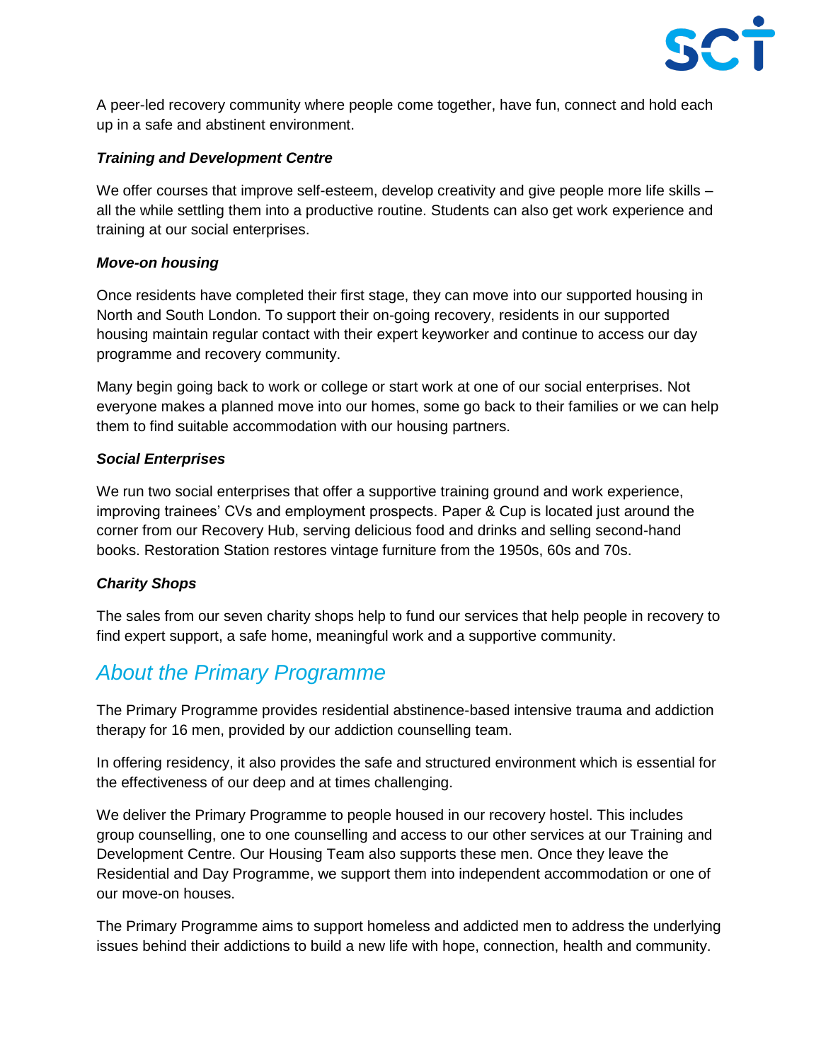A peer-led recovery community where people come together, have fun, connect and hold each up in a safe and abstinent environment.

***Training and Development Centre***

We offer courses that improve self-esteem, develop creativity and give people more life skills – all the while settling them into a productive routine. Students can also get work experience and training at our social enterprises.

***Move-on housing***

Once residents have completed their first stage, they can move into our supported housing in North and South London. To support their on-going recovery, residents in our supported housing maintain regular contact with their expert keyworker and continue to access our day programme and recovery community.

Many begin going back to work or college or start work at one of our social enterprises. Not everyone makes a planned move into our homes, some go back to their families or we can help them to find suitable accommodation with our housing partners.

***Social Enterprises***

We run two social enterprises that offer a supportive training ground and work experience, improving trainees' CVs and employment prospects. Paper & Cup is located just around the corner from our Recovery Hub, serving delicious food and drinks and selling second-hand books. Restoration Station restores vintage furniture from the 1950s, 60s and 70s.

***Charity Shops***

The sales from our seven charity shops help to fund our services that help people in recovery to find expert support, a safe home, meaningful work and a supportive community.

## *About the Primary Programme*

The Primary Programme provides residential abstinence-based intensive trauma and addiction therapy for 16 men, provided by our addiction counselling team.

In offering residency, it also provides the safe and structured environment which is essential for the effectiveness of our deep and at times challenging.

We deliver the Primary Programme to people housed in our recovery hostel. This includes group counselling, one to one counselling and access to our other services at our Training and Development Centre. Our Housing Team also supports these men. Once they leave the Residential and Day Programme, we support them into independent accommodation or one of our move-on houses.

The Primary Programme aims to support homeless and addicted men to address the underlying issues behind their addictions to build a new life with hope, connection, health and community.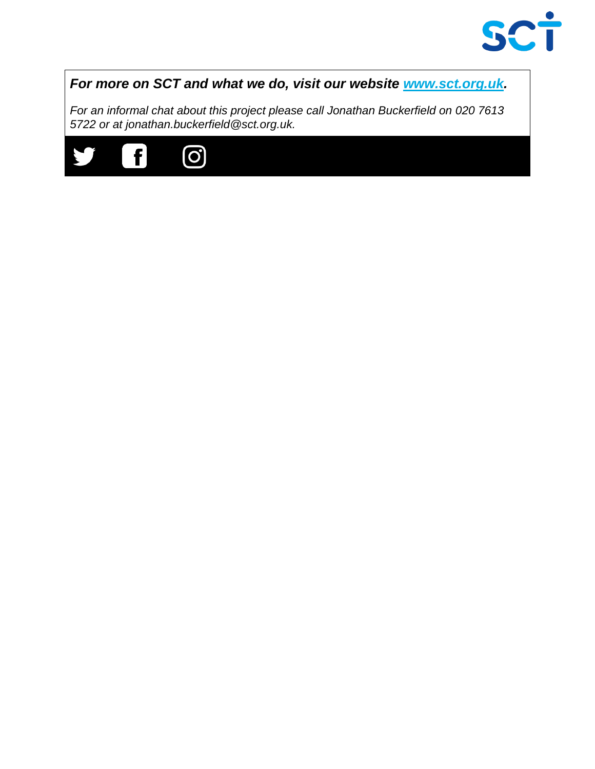***For more on SCT and what we do, visit our website [www.sct.org.uk](http://www.sct.org.uk).***

*For an informal chat about this project please call Jonathan Buckerfield on 020 7613 5722 or at jonathan.buckerfield@sct.org.uk.*